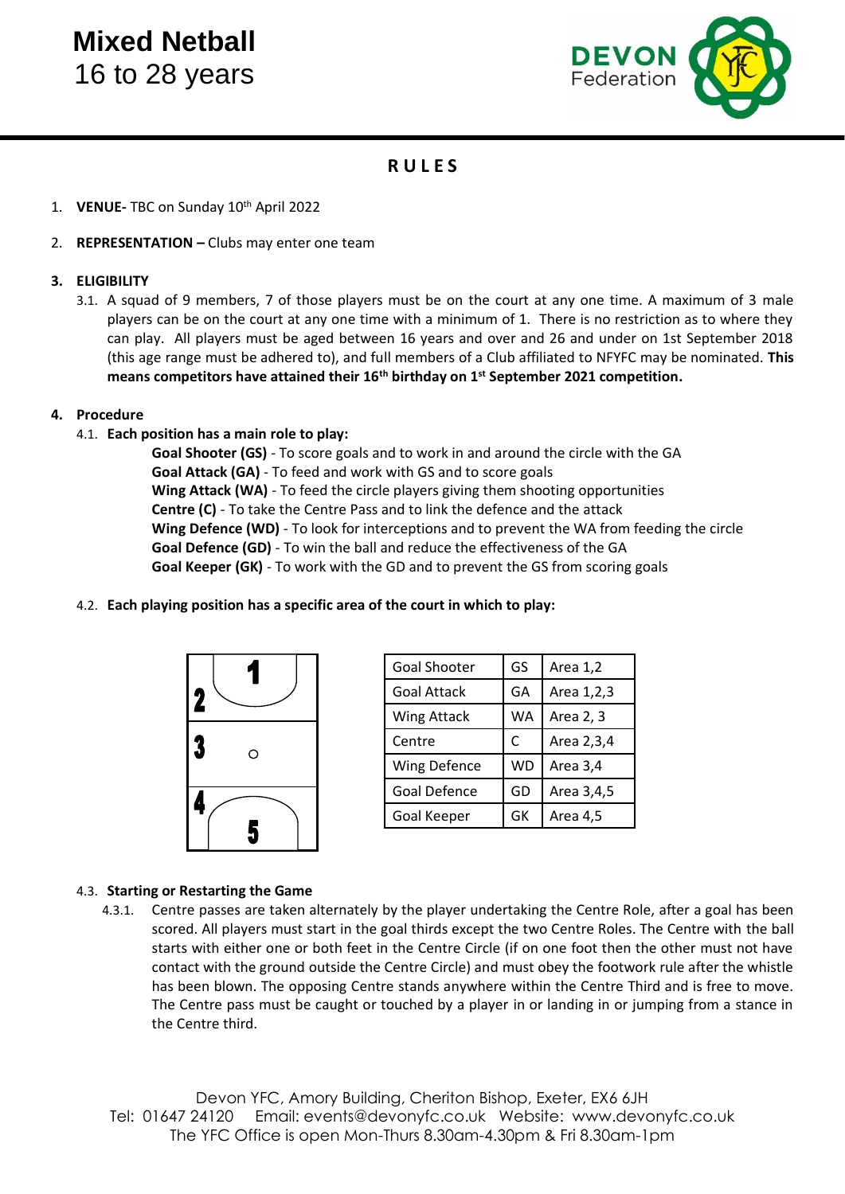# Mixed Netball
16 to 28 years

DEVON Federation

## RULES

1. **VENUE-** TBC on Sunday 10th April 2022

2. **REPRESENTATION –** Clubs may enter one team

3. **ELIGIBILITY**

   3.1. A squad of 9 members, 7 of those players must be on the court at any one time. A maximum of 3 male players can be on the court at any one time with a minimum of 1. There is no restriction as to where they can play. All players must be aged between 16 years and over and 26 and under on 1st September 2018 (this age range must be adhered to), and full members of a Club affiliated to NFYFC may be nominated. **This means competitors have attained their 16th birthday on 1st September 2021 competition.**

4. **Procedure**

   4.1. **Each position has a main role to play:**

   **Goal Shooter (GS)** - To score goals and to work in and around the circle with the GA
   **Goal Attack (GA)** - To feed and work with GS and to score goals
   **Wing Attack (WA)** - To feed the circle players giving them shooting opportunities
   **Centre (C)** - To take the Centre Pass and to link the defence and the attack
   **Wing Defence (WD)** - To look for interceptions and to prevent the WA from feeding the circle
   **Goal Defence (GD)** - To win the ball and reduce the effectiveness of the GA
   **Goal Keeper (GK)** - To work with the GD and to prevent the GS from scoring goals

   4.2. **Each playing position has a specific area of the court in which to play:**

| Goal Shooter | GS | Area 1,2 |
|---|---|---|
| Goal Attack | GA | Area 1,2,3 |
| Wing Attack | WA | Area 2, 3 |
| Centre | C | Area 2,3,4 |
| Wing Defence | WD | Area 3,4 |
| Goal Defence | GD | Area 3,4,5 |
| Goal Keeper | GK | Area 4,5 |

   4.3. **Starting or Restarting the Game**

   4.3.1. Centre passes are taken alternately by the player undertaking the Centre Role, after a goal has been scored. All players must start in the goal thirds except the two Centre Roles. The Centre with the ball starts with either one or both feet in the Centre Circle (if on one foot then the other must not have contact with the ground outside the Centre Circle) and must obey the footwork rule after the whistle has been blown. The opposing Centre stands anywhere within the Centre Third and is free to move. The Centre pass must be caught or touched by a player in or landing in or jumping from a stance in the Centre third.

Devon YFC, Amory Building, Cheriton Bishop, Exeter, EX6 6JH
Tel: 01647 24120 Email: events@devonyfc.co.uk Website: www.devonyfc.co.uk
The YFC Office is open Mon-Thurs 8.30am-4.30pm & Fri 8.30am-1pm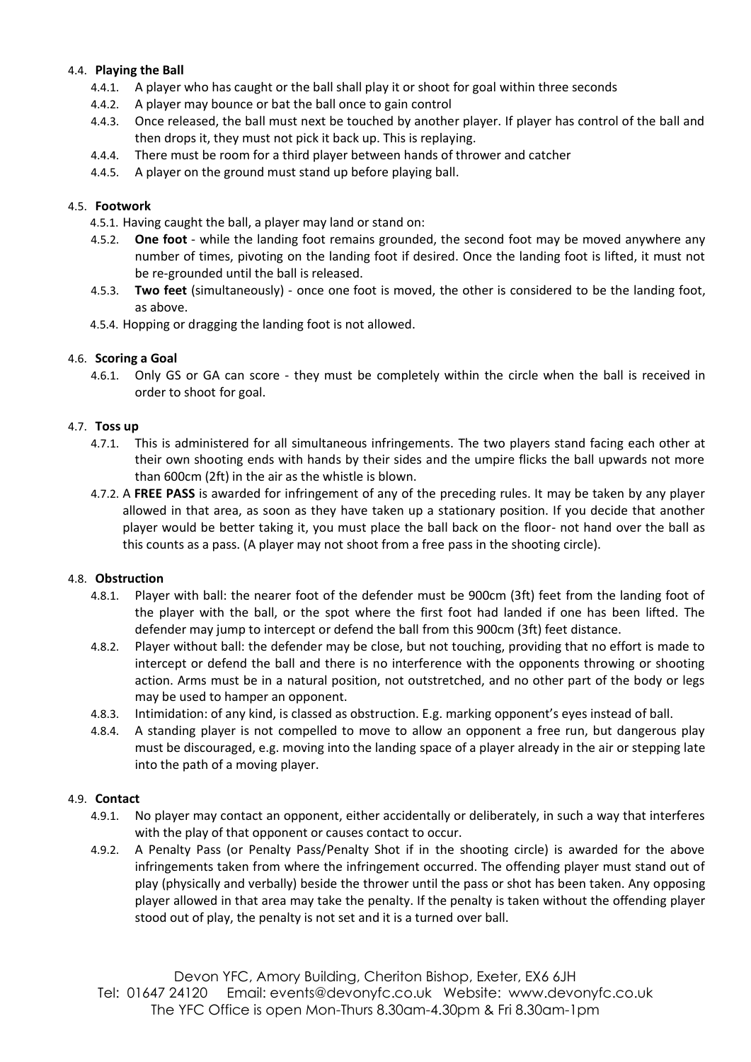4.4. **Playing the Ball**

- 4.4.1. A player who has caught or the ball shall play it or shoot for goal within three seconds
- 4.4.2. A player may bounce or bat the ball once to gain control
- 4.4.3. Once released, the ball must next be touched by another player. If player has control of the ball and then drops it, they must not pick it back up. This is replaying.
- 4.4.4. There must be room for a third player between hands of thrower and catcher
- 4.4.5. A player on the ground must stand up before playing ball.

4.5. **Footwork**

- 4.5.1. Having caught the ball, a player may land or stand on:
- 4.5.2. **One foot** - while the landing foot remains grounded, the second foot may be moved anywhere any number of times, pivoting on the landing foot if desired. Once the landing foot is lifted, it must not be re-grounded until the ball is released.
- 4.5.3. **Two feet** (simultaneously) - once one foot is moved, the other is considered to be the landing foot, as above.
- 4.5.4. Hopping or dragging the landing foot is not allowed.

4.6. **Scoring a Goal**

- 4.6.1. Only GS or GA can score - they must be completely within the circle when the ball is received in order to shoot for goal.

4.7. **Toss up**

- 4.7.1. This is administered for all simultaneous infringements. The two players stand facing each other at their own shooting ends with hands by their sides and the umpire flicks the ball upwards not more than 600cm (2ft) in the air as the whistle is blown.
- 4.7.2. A **FREE PASS** is awarded for infringement of any of the preceding rules. It may be taken by any player allowed in that area, as soon as they have taken up a stationary position. If you decide that another player would be better taking it, you must place the ball back on the floor- not hand over the ball as this counts as a pass. (A player may not shoot from a free pass in the shooting circle).

4.8. **Obstruction**

- 4.8.1. Player with ball: the nearer foot of the defender must be 900cm (3ft) feet from the landing foot of the player with the ball, or the spot where the first foot had landed if one has been lifted. The defender may jump to intercept or defend the ball from this 900cm (3ft) feet distance.
- 4.8.2. Player without ball: the defender may be close, but not touching, providing that no effort is made to intercept or defend the ball and there is no interference with the opponents throwing or shooting action. Arms must be in a natural position, not outstretched, and no other part of the body or legs may be used to hamper an opponent.
- 4.8.3. Intimidation: of any kind, is classed as obstruction. E.g. marking opponent's eyes instead of ball.
- 4.8.4. A standing player is not compelled to move to allow an opponent a free run, but dangerous play must be discouraged, e.g. moving into the landing space of a player already in the air or stepping late into the path of a moving player.

4.9. **Contact**

- 4.9.1. No player may contact an opponent, either accidentally or deliberately, in such a way that interferes with the play of that opponent or causes contact to occur.
- 4.9.2. A Penalty Pass (or Penalty Pass/Penalty Shot if in the shooting circle) is awarded for the above infringements taken from where the infringement occurred. The offending player must stand out of play (physically and verbally) beside the thrower until the pass or shot has been taken. Any opposing player allowed in that area may take the penalty. If the penalty is taken without the offending player stood out of play, the penalty is not set and it is a turned over ball.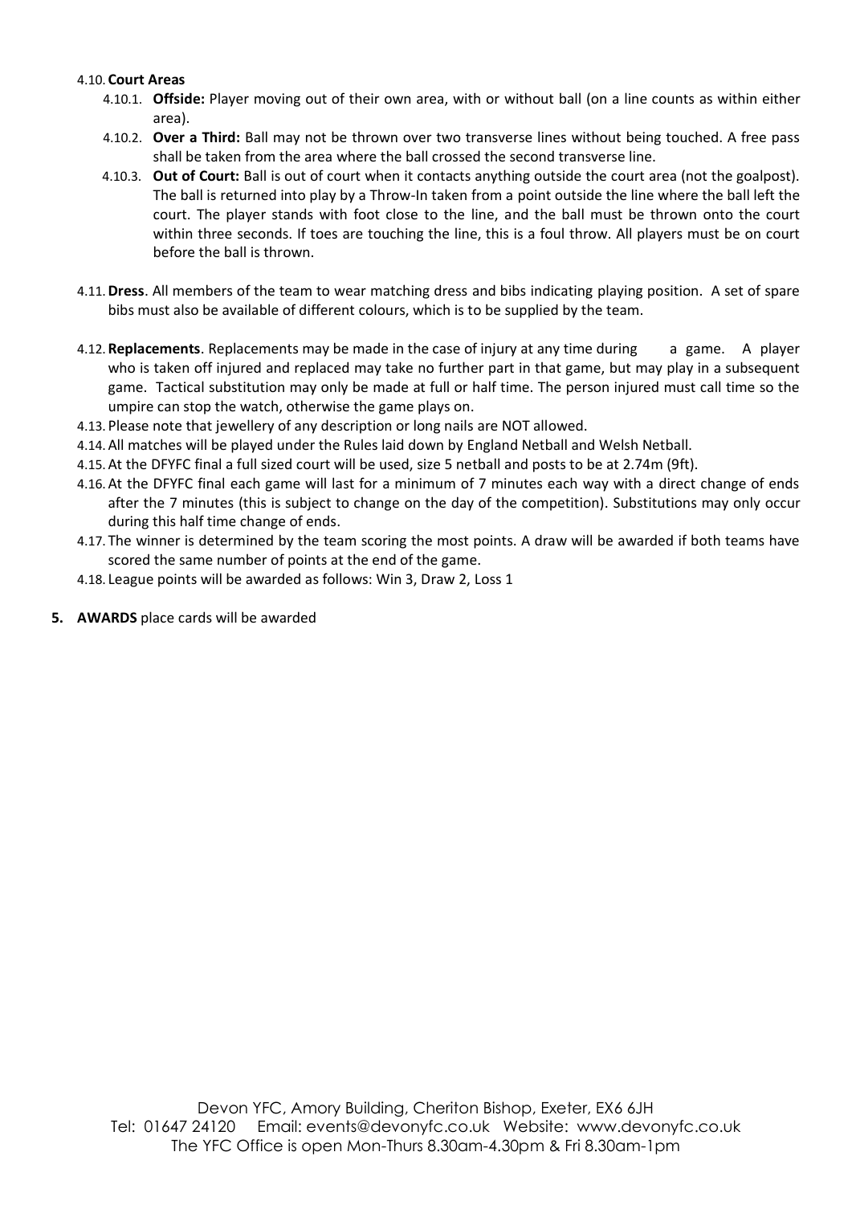4.10. **Court Areas**

4.10.1. **Offside:** Player moving out of their own area, with or without ball (on a line counts as within either area).

4.10.2. **Over a Third:** Ball may not be thrown over two transverse lines without being touched. A free pass shall be taken from the area where the ball crossed the second transverse line.

4.10.3. **Out of Court:** Ball is out of court when it contacts anything outside the court area (not the goalpost). The ball is returned into play by a Throw-In taken from a point outside the line where the ball left the court. The player stands with foot close to the line, and the ball must be thrown onto the court within three seconds. If toes are touching the line, this is a foul throw. All players must be on court before the ball is thrown.

4.11. **Dress**. All members of the team to wear matching dress and bibs indicating playing position. A set of spare bibs must also be available of different colours, which is to be supplied by the team.

4.12. **Replacements**. Replacements may be made in the case of injury at any time during a game. A player who is taken off injured and replaced may take no further part in that game, but may play in a subsequent game. Tactical substitution may only be made at full or half time. The person injured must call time so the umpire can stop the watch, otherwise the game plays on.

4.13. Please note that jewellery of any description or long nails are NOT allowed.

4.14. All matches will be played under the Rules laid down by England Netball and Welsh Netball.

4.15. At the DFYFC final a full sized court will be used, size 5 netball and posts to be at 2.74m (9ft).

4.16. At the DFYFC final each game will last for a minimum of 7 minutes each way with a direct change of ends after the 7 minutes (this is subject to change on the day of the competition). Substitutions may only occur during this half time change of ends.

4.17. The winner is determined by the team scoring the most points. A draw will be awarded if both teams have scored the same number of points at the end of the game.

4.18. League points will be awarded as follows: Win 3, Draw 2, Loss 1

**5. AWARDS** place cards will be awarded